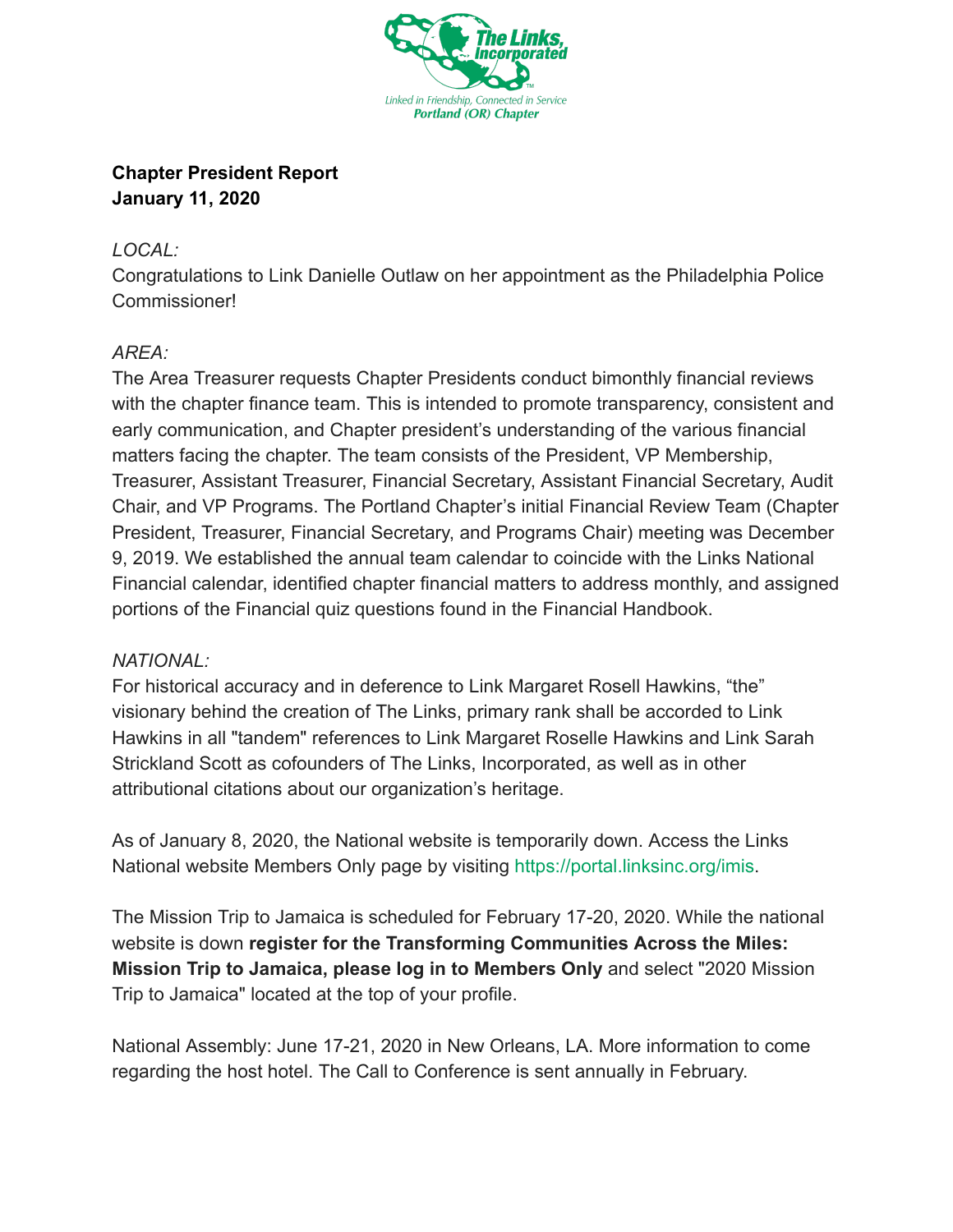The Links, Incorporated

Linked in Friendship, Connected in Service
Portland (OR) Chapter

**Chapter President Report**
**January 11, 2020**

*LOCAL:*
Congratulations to Link Danielle Outlaw on her appointment as the Philadelphia Police Commissioner!

*AREA:*
The Area Treasurer requests Chapter Presidents conduct bimonthly financial reviews with the chapter finance team. This is intended to promote transparency, consistent and early communication, and Chapter president's understanding of the various financial matters facing the chapter. The team consists of the President, VP Membership, Treasurer, Assistant Treasurer, Financial Secretary, Assistant Financial Secretary, Audit Chair, and VP Programs. The Portland Chapter's initial Financial Review Team (Chapter President, Treasurer, Financial Secretary, and Programs Chair) meeting was December 9, 2019. We established the annual team calendar to coincide with the Links National Financial calendar, identified chapter financial matters to address monthly, and assigned portions of the Financial quiz questions found in the Financial Handbook.

*NATIONAL:*
For historical accuracy and in deference to Link Margaret Rosell Hawkins, "the" visionary behind the creation of The Links, primary rank shall be accorded to Link Hawkins in all "tandem" references to Link Margaret Roselle Hawkins and Link Sarah Strickland Scott as cofounders of The Links, Incorporated, as well as in other attributional citations about our organization's heritage.

As of January 8, 2020, the National website is temporarily down. Access the Links National website Members Only page by visiting https://portal.linksinc.org/imis.

The Mission Trip to Jamaica is scheduled for February 17-20, 2020. While the national website is down **register for the Transforming Communities Across the Miles: Mission Trip to Jamaica, please log in to Members Only** and select "2020 Mission Trip to Jamaica" located at the top of your profile.

National Assembly: June 17-21, 2020 in New Orleans, LA. More information to come regarding the host hotel. The Call to Conference is sent annually in February.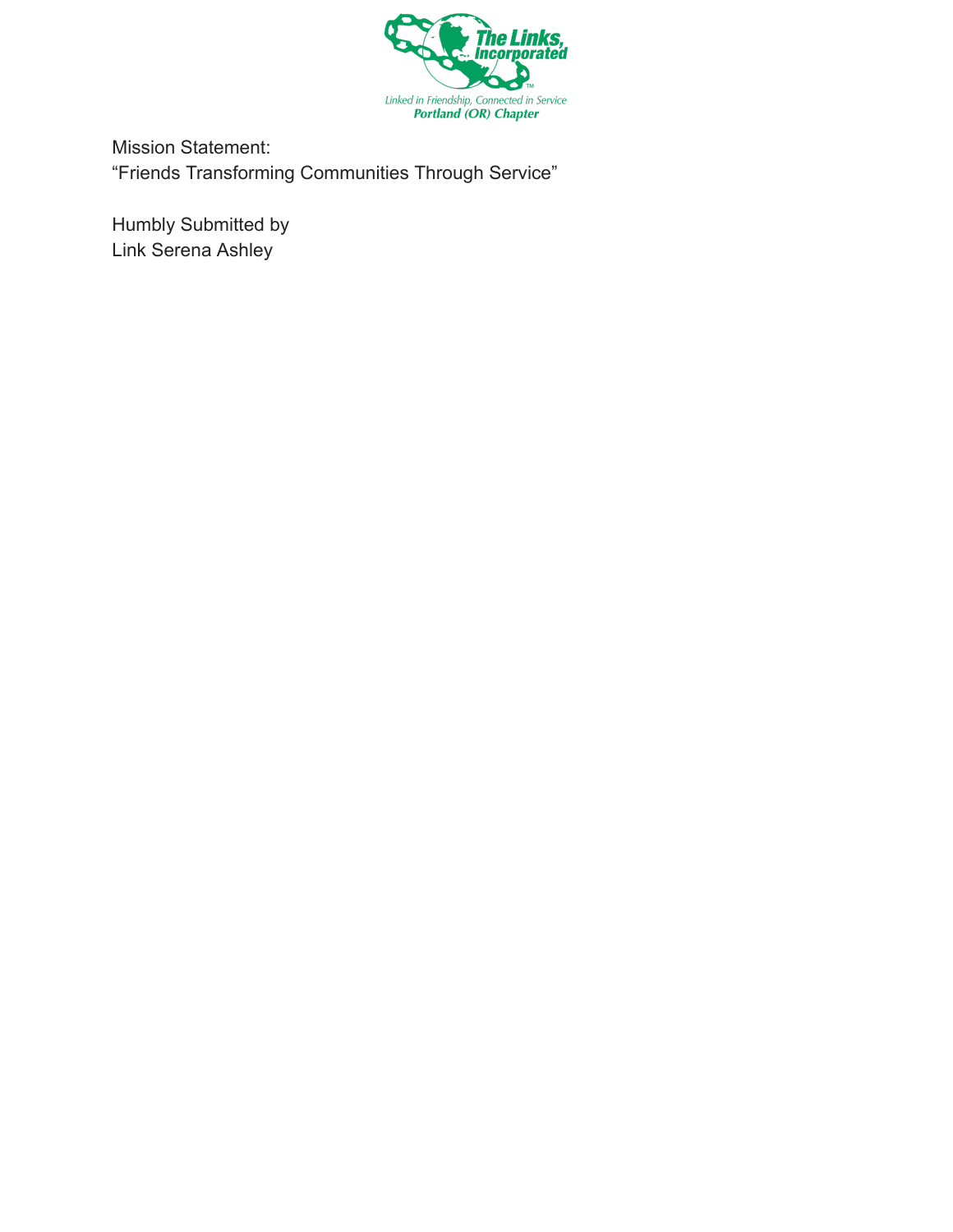The Links, Incorporated

Linked in Friendship, Connected in Service

**Portland (OR) Chapter**

Mission Statement:
“Friends Transforming Communities Through Service”

Humbly Submitted by
Link Serena Ashley